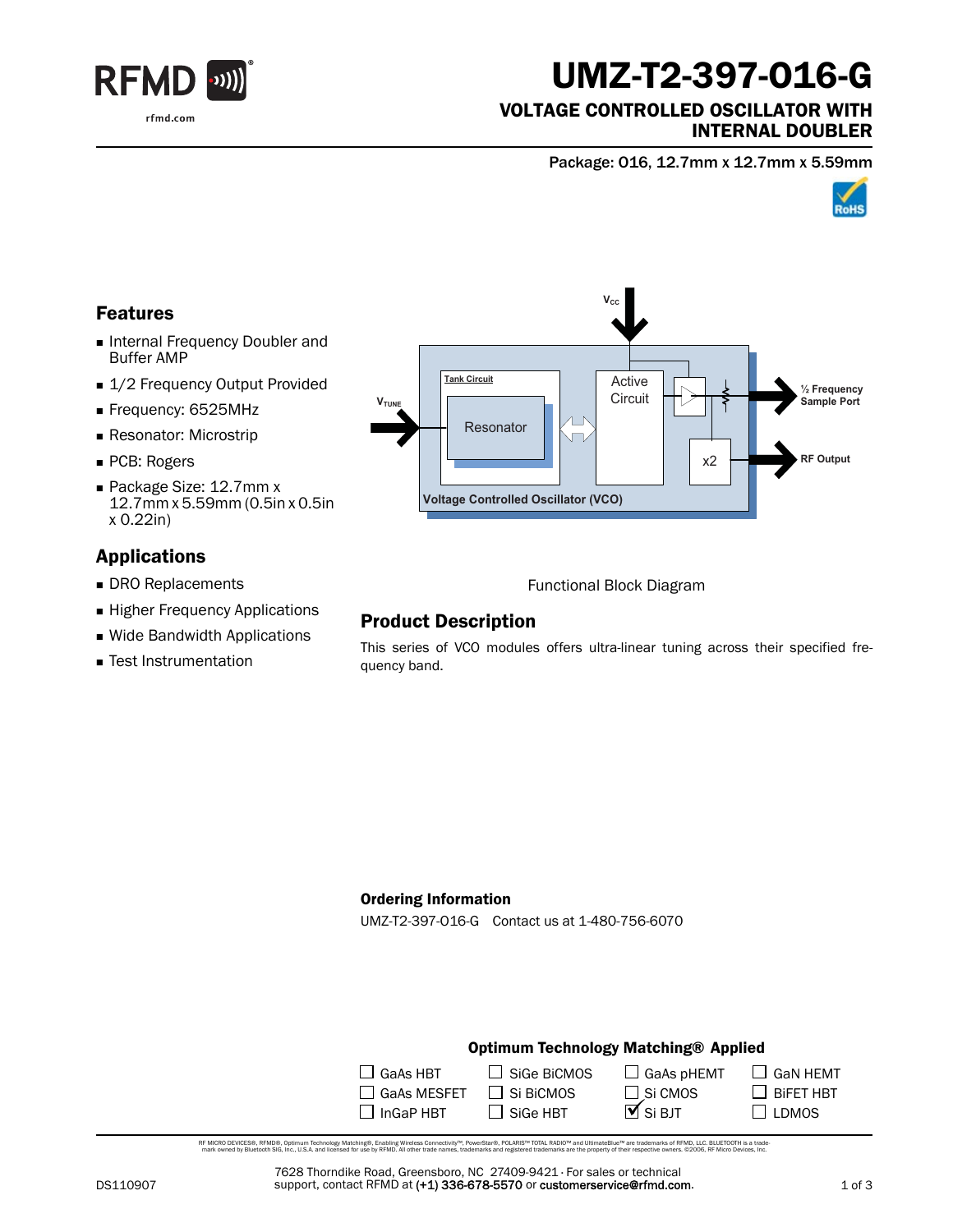# UMZ-T2-397-016-G

## VOLTAGE CONTROLLED OSCILLATOR WITH INTERNAL DOUBLER

Package: 016, 12.7mm x 12.7mm x 5.59mm

## Features

- Internal Frequency Doubler and Buffer AMP
- 1/2 Frequency Output Provided
- Frequency: 6525MHz
- Resonator: Microstrip
- PCB: Rogers
- Package Size: 12.7mm x 12.7mm x 5.59mm (0.5in x 0.5in x 0.22in)

## Applications

- DRO Replacements
- Higher Frequency Applications
- Wide Bandwidth Applications
- Test Instrumentation

Functional Block Diagram

## Product Description

This series of VCO modules offers ultra-linear tuning across their specified frequency band.

### Ordering Information

UMZ-T2-397-016-G Contact us at 1-480-756-6070

### Optimum Technology Matching® Applied

| | | | |
|---|---|---|---|
| ☐ GaAs HBT | ☐ SiGe BiCMOS | ☐ GaAs pHEMT | ☐ GaN HEMT |
| ☐ GaAs MESFET | ☐ Si BiCMOS | ☐ Si CMOS | ☐ BiFET HBT |
| ☐ InGaP HBT | ☐ SiGe HBT | ☑ Si BJT | ☐ LDMOS |

RF MICRO DEVICES®, RFMD®, Optimum Technology Matching®, Enabling Wireless Connectivity™, PowerStar®, POLARIS™ TOTAL RADIO™ and UltimateBlue™ are trademarks of RFMD, LLC. BLUETOOTH is a trademark owned by Bluetooth SIG, Inc., U.S.A. and licensed for use by RFMD. All other trade names, trademarks and registered trademarks are the property of their respective owners. ©2006, RF Micro Devices, Inc.

DS110907

7628 Thorndike Road, Greensboro, NC 27409-9421 · For sales or technical support, contact RFMD at (+1) 336-678-5570 or customerservice@rfmd.com.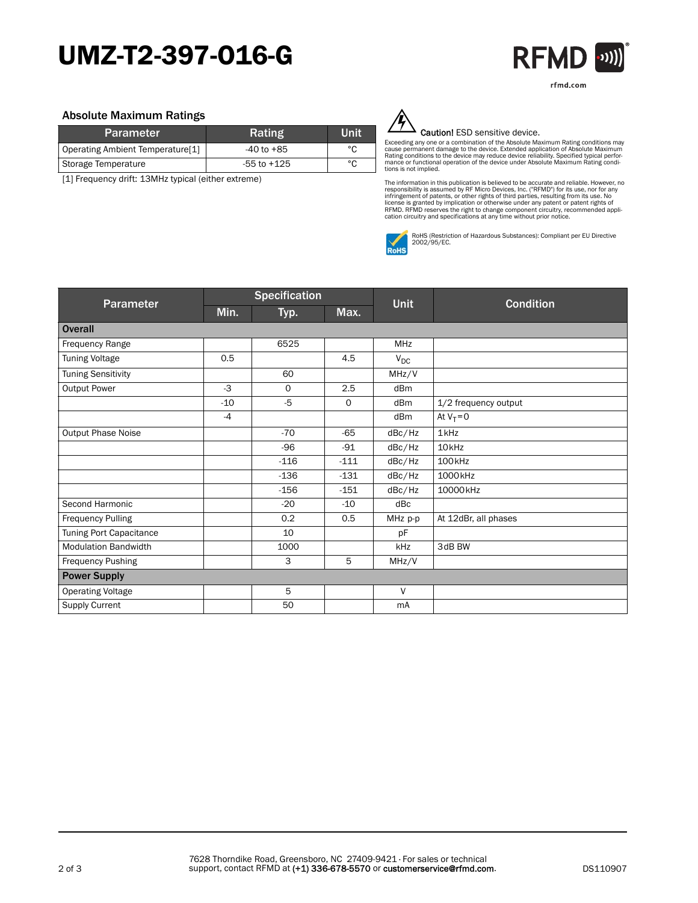# UMZ-T2-397-016-G

## Absolute Maximum Ratings

| Parameter | Rating | Unit |
|---|---|---|
| Operating Ambient Temperature[1] | -40 to +85 | °C |
| Storage Temperature | -55 to +125 | °C |

[1] Frequency drift: 13MHz typical (either extreme)

**Caution!** ESD sensitive device.

Exceeding any one or a combination of the Absolute Maximum Rating conditions may cause permanent damage to the device. Extended application of Absolute Maximum Rating conditions to the device may reduce device reliability. Specified typical performance or functional operation of the device under Absolute Maximum Rating conditions is not implied.

The information in this publication is believed to be accurate and reliable. However, no responsibility is assumed by RF Micro Devices, Inc. ("RFMD") for its use, nor for any infringement of patents, or other rights of third parties, resulting from its use. No license is granted by implication or otherwise under any patent or patent rights of RFMD. RFMD reserves the right to change component circuitry, recommended application circuitry and specifications at any time without prior notice.

RoHS (Restriction of Hazardous Substances): Compliant per EU Directive 2002/95/EC.

| Parameter | Specification | | | Unit | Condition |
|---|---|---|---|---|---|
| | Min. | Typ. | Max. | | |
| **Overall** | | | | | |
| Frequency Range | | 6525 | | MHz | |
| Tuning Voltage | 0.5 | | 4.5 | $V_{DC}$ | |
| Tuning Sensitivity | | 60 | | MHz/V | |
| Output Power | -3 | 0 | 2.5 | dBm | |
| | -10 | -5 | 0 | dBm | 1/2 frequency output |
| | -4 | | | dBm | At $V_T$=0 |
| Output Phase Noise | | -70 | -65 | dBc/Hz | 1kHz |
| | | -96 | -91 | dBc/Hz | 10kHz |
| | | -116 | -111 | dBc/Hz | 100kHz |
| | | -136 | -131 | dBc/Hz | 1000kHz |
| | | -156 | -151 | dBc/Hz | 10000kHz |
| Second Harmonic | | -20 | -10 | dBc | |
| Frequency Pulling | | 0.2 | 0.5 | MHz p-p | At 12dBr, all phases |
| Tuning Port Capacitance | | 10 | | pF | |
| Modulation Bandwidth | | 1000 | | kHz | 3dB BW |
| Frequency Pushing | | 3 | 5 | MHz/V | |
| **Power Supply** | | | | | |
| Operating Voltage | | 5 | | V | |
| Supply Current | | 50 | | mA | |

7628 Thorndike Road, Greensboro, NC 27409-9421 · For sales or technical support, contact RFMD at (+1) 336-678-5570 or customerservice@rfmd.com.

DS110907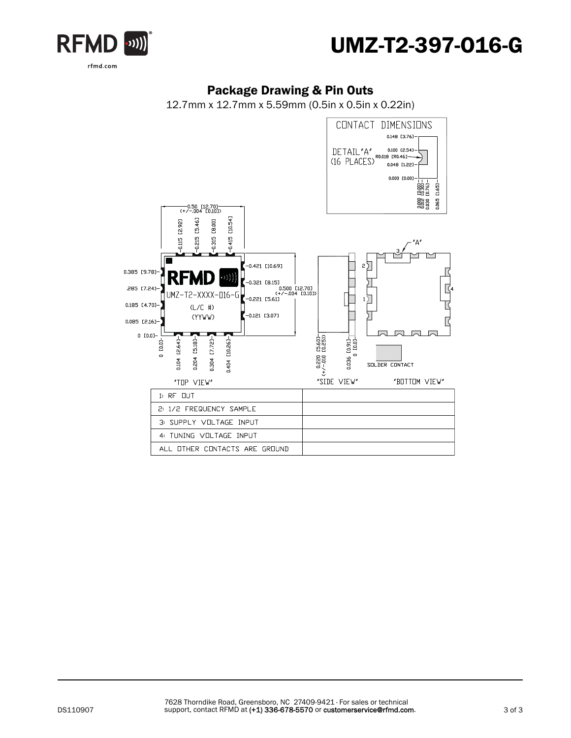## Package Drawing & Pin Outs

12.7mm x 12.7mm x 5.59mm (0.5in x 0.5in x 0.22in)

CONTACT DIMENSIONS

DETAIL "A" (16 PLACES)

0.148 [3.76]
0.100 [2.54]
R0.018 [R0.46]
0.048 [1.22]
0.000 [0.00]
0.000 [0.00]
0.012 [0.30]
0.030 [0.76]
0.065 [1.65]

0.50 [12.70] (+/-.004 [0.10])

0.115 [2.92]
0.215 [5.46]
0.315 [8.00]
0.415 [10.54]

0.385 [9.78]
.285 [7.24]
0.185 [4.70]
0.085 [2.16]
0 [0.0]

0.421 [10.69]
0.321 [8.15]
0.221 [5.61]
0.121 [3.07]

0.500 [12.70] (+/-.004 [0.10])

0 [0.0]
0.104 [2.64]
0.204 [5.18]
0.304 [7.72]
0.404 [10.26]

RFMD
UMZ-T2-XXXX-016-G
(L/C #)
(YYWW)

0.220 [5.60] (+/-.010 [0.25])
0.036 [0.91]
0 [0.0]

"A"

SOLDER CONTACT

"TOP VIEW" "SIDE VIEW" "BOTTOM VIEW"

| | |
|---|---|
| 1: RF OUT | |
| 2: 1/2 FREQUENCY SAMPLE | |
| 3: SUPPLY VOLTAGE INPUT | |
| 4: TUNING VOLTAGE INPUT | |
| ALL OTHER CONTACTS ARE GROUND | |

DS110907

7628 Thorndike Road, Greensboro, NC 27409-9421 · For sales or technical support, contact RFMD at (+1) 336-678-5570 or customerservice@rfmd.com.